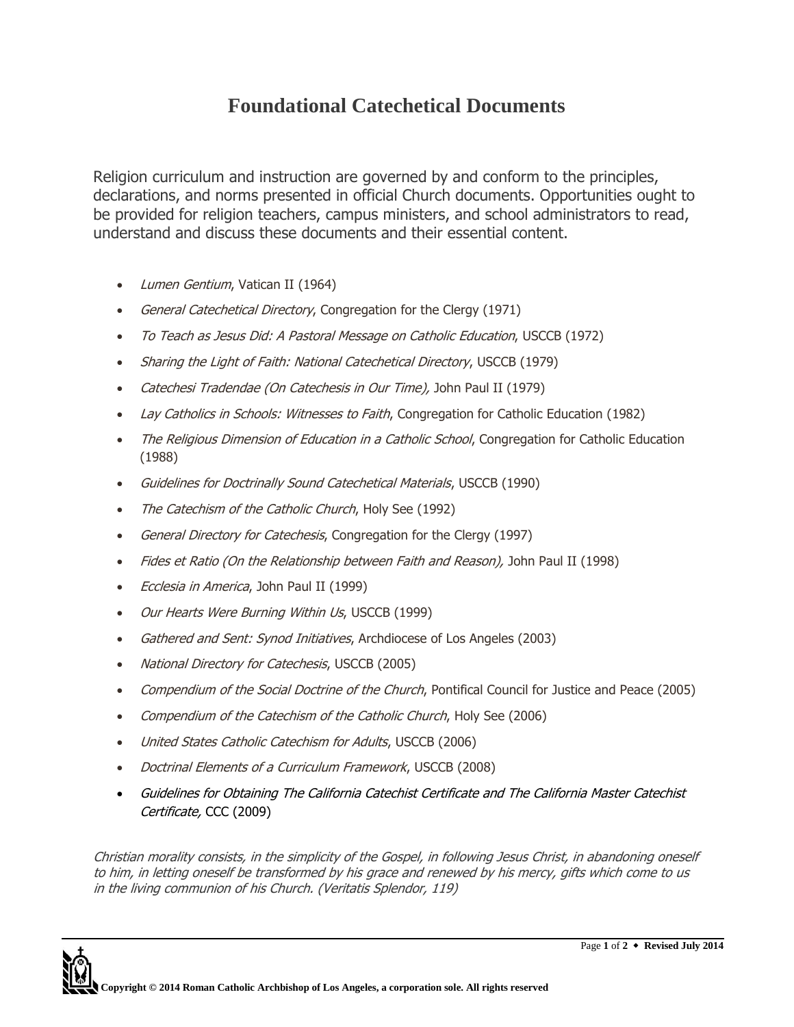# Foundational Catechetical Documents

Religion curriculum and instruction are governed by and conform to the principles, declarations, and norms presented in official Church documents. Opportunities ought to be provided for religion teachers, campus ministers, and school administrators to read, understand and discuss these documents and their essential content.

- *Lumen Gentium*, Vatican II (1964)
- *General Catechetical Directory*, Congregation for the Clergy (1971)
- *To Teach as Jesus Did: A Pastoral Message on Catholic Education*, USCCB (1972)
- *Sharing the Light of Faith: National Catechetical Directory*, USCCB (1979)
- *Catechesi Tradendae (On Catechesis in Our Time),* John Paul II (1979)
- *Lay Catholics in Schools: Witnesses to Faith*, Congregation for Catholic Education (1982)
- *The Religious Dimension of Education in a Catholic School*, Congregation for Catholic Education (1988)
- *Guidelines for Doctrinally Sound Catechetical Materials*, USCCB (1990)
- *The Catechism of the Catholic Church*, Holy See (1992)
- *General Directory for Catechesis*, Congregation for the Clergy (1997)
- *Fides et Ratio (On the Relationship between Faith and Reason),* John Paul II (1998)
- *Ecclesia in America*, John Paul II (1999)
- *Our Hearts Were Burning Within Us*, USCCB (1999)
- *Gathered and Sent: Synod Initiatives*, Archdiocese of Los Angeles (2003)
- *National Directory for Catechesis*, USCCB (2005)
- *Compendium of the Social Doctrine of the Church*, Pontifical Council for Justice and Peace (2005)
- *Compendium of the Catechism of the Catholic Church*, Holy See (2006)
- *United States Catholic Catechism for Adults*, USCCB (2006)
- *Doctrinal Elements of a Curriculum Framework*, USCCB (2008)
- *Guidelines for Obtaining The California Catechist Certificate and The California Master Catechist Certificate,* CCC (2009)

*Christian morality consists, in the simplicity of the Gospel, in following Jesus Christ, in abandoning oneself to him, in letting oneself be transformed by his grace and renewed by his mercy, gifts which come to us in the living communion of his Church. (Veritatis Splendor, 119)*

**Copyright © 2014 Roman Catholic Archbishop of Los Angeles, a corporation sole. All rights reserved**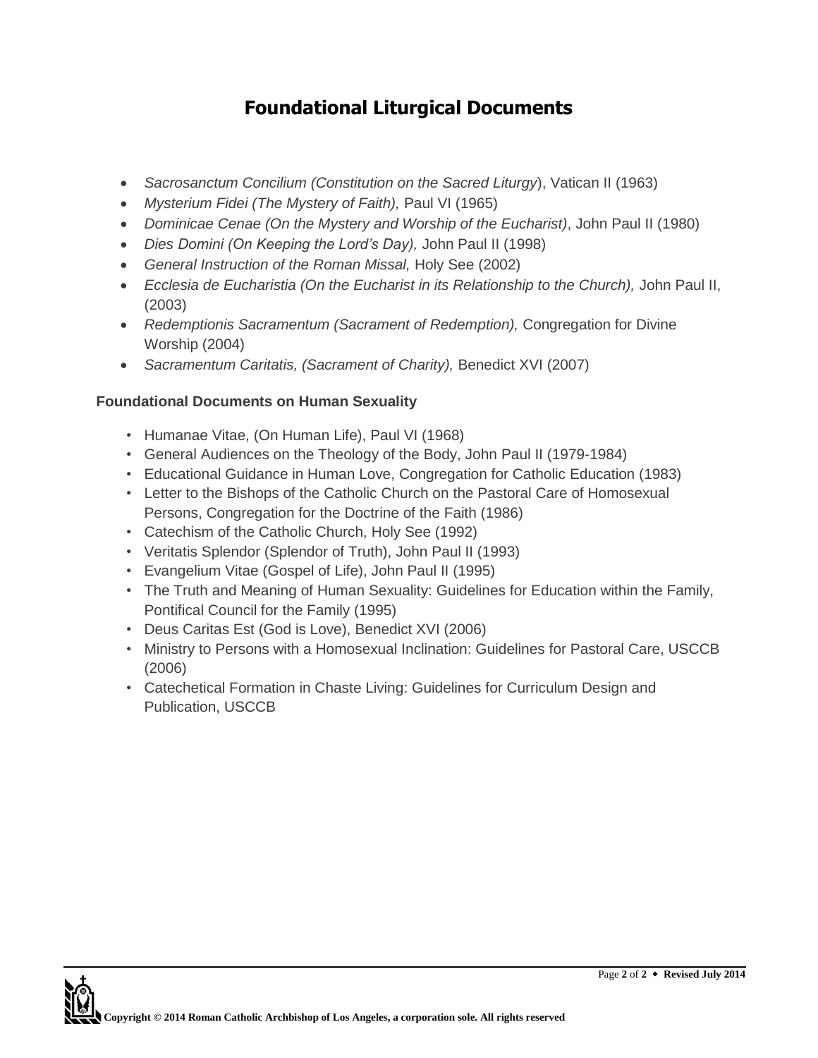# Foundational Liturgical Documents

- *Sacrosanctum Concilium (Constitution on the Sacred Liturgy*), Vatican II (1963)
- *Mysterium Fidei (The Mystery of Faith),* Paul VI (1965)
- *Dominicae Cenae (On the Mystery and Worship of the Eucharist)*, John Paul II (1980)
- *Dies Domini (On Keeping the Lord's Day),* John Paul II (1998)
- *General Instruction of the Roman Missal,* Holy See (2002)
- *Ecclesia de Eucharistia (On the Eucharist in its Relationship to the Church),* John Paul II, (2003)
- *Redemptionis Sacramentum (Sacrament of Redemption),* Congregation for Divine Worship (2004)
- *Sacramentum Caritatis, (Sacrament of Charity),* Benedict XVI (2007)

**Foundational Documents on Human Sexuality**

- Humanae Vitae, (On Human Life), Paul VI (1968)
- General Audiences on the Theology of the Body, John Paul II (1979-1984)
- Educational Guidance in Human Love, Congregation for Catholic Education (1983)
- Letter to the Bishops of the Catholic Church on the Pastoral Care of Homosexual Persons, Congregation for the Doctrine of the Faith (1986)
- Catechism of the Catholic Church, Holy See (1992)
- Veritatis Splendor (Splendor of Truth), John Paul II (1993)
- Evangelium Vitae (Gospel of Life), John Paul II (1995)
- The Truth and Meaning of Human Sexuality: Guidelines for Education within the Family, Pontifical Council for the Family (1995)
- Deus Caritas Est (God is Love), Benedict XVI (2006)
- Ministry to Persons with a Homosexual Inclination: Guidelines for Pastoral Care, USCCB (2006)
- Catechetical Formation in Chaste Living: Guidelines for Curriculum Design and Publication, USCCB